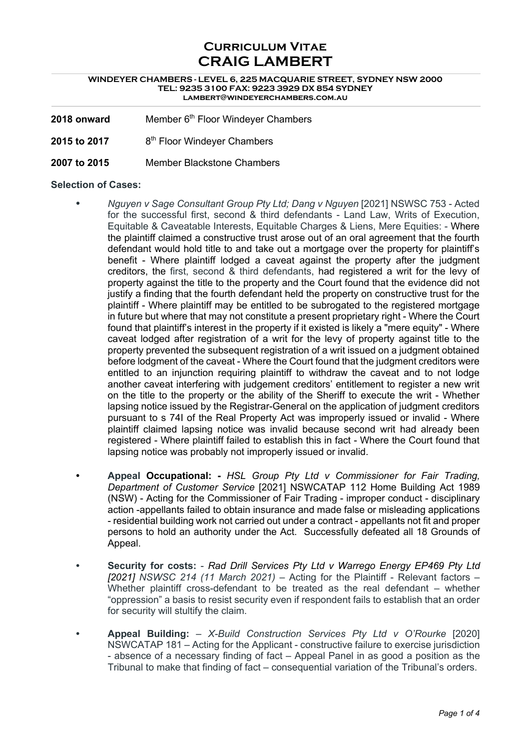# Curriculum Vitae
# CRAIG LAMBERT

**WINDEYER CHAMBERS - LEVEL 6, 225 MACQUARIE STREET, SYDNEY NSW 2000**
**TEL: 9235 3100 FAX: 9223 3929 DX 854 SYDNEY**
**LAMBERT@WINDEYERCHAMBERS.COM.AU**

---

**2018 onward** Member 6th Floor Windeyer Chambers

**2015 to 2017** 8th Floor Windeyer Chambers

**2007 to 2015** Member Blackstone Chambers

**Selection of Cases:**

- *Nguyen v Sage Consultant Group Pty Ltd; Dang v Nguyen* [2021] NSWSC 753 - Acted for the successful first, second & third defendants - Land Law, Writs of Execution, Equitable & Caveatable Interests, Equitable Charges & Liens, Mere Equities: - Where the plaintiff claimed a constructive trust arose out of an oral agreement that the fourth defendant would hold title to and take out a mortgage over the property for plaintiff's benefit - Where plaintiff lodged a caveat against the property after the judgment creditors, the first, second & third defendants, had registered a writ for the levy of property against the title to the property and the Court found that the evidence did not justify a finding that the fourth defendant held the property on constructive trust for the plaintiff - Where plaintiff may be entitled to be subrogated to the registered mortgage in future but where that may not constitute a present proprietary right - Where the Court found that plaintiff's interest in the property if it existed is likely a "mere equity" - Where caveat lodged after registration of a writ for the levy of property against title to the property prevented the subsequent registration of a writ issued on a judgment obtained before lodgment of the caveat - Where the Court found that the judgment creditors were entitled to an injunction requiring plaintiff to withdraw the caveat and to not lodge another caveat interfering with judgement creditors' entitlement to register a new writ on the title to the property or the ability of the Sheriff to execute the writ - Whether lapsing notice issued by the Registrar-General on the application of judgment creditors pursuant to s 74I of the Real Property Act was improperly issued or invalid - Where plaintiff claimed lapsing notice was invalid because second writ had already been registered - Where plaintiff failed to establish this in fact - Where the Court found that lapsing notice was probably not improperly issued or invalid.

- **Appeal Occupational: -** *HSL Group Pty Ltd v Commissioner for Fair Trading, Department of Customer Service* [2021] NSWCATAP 112 Home Building Act 1989 (NSW) - Acting for the Commissioner of Fair Trading - improper conduct - disciplinary action -appellants failed to obtain insurance and made false or misleading applications - residential building work not carried out under a contract - appellants not fit and proper persons to hold an authority under the Act. Successfully defeated all 18 Grounds of Appeal.

- **Security for costs:** - *Rad Drill Services Pty Ltd v Warrego Energy EP469 Pty Ltd [2021] NSWSC 214 (11 March 2021)* – Acting for the Plaintiff - Relevant factors – Whether plaintiff cross-defendant to be treated as the real defendant – whether "oppression" a basis to resist security even if respondent fails to establish that an order for security will stultify the claim.

- **Appeal Building:** – *X-Build Construction Services Pty Ltd v O'Rourke* [2020] NSWCATAP 181 – Acting for the Applicant - constructive failure to exercise jurisdiction - absence of a necessary finding of fact – Appeal Panel in as good a position as the Tribunal to make that finding of fact – consequential variation of the Tribunal's orders.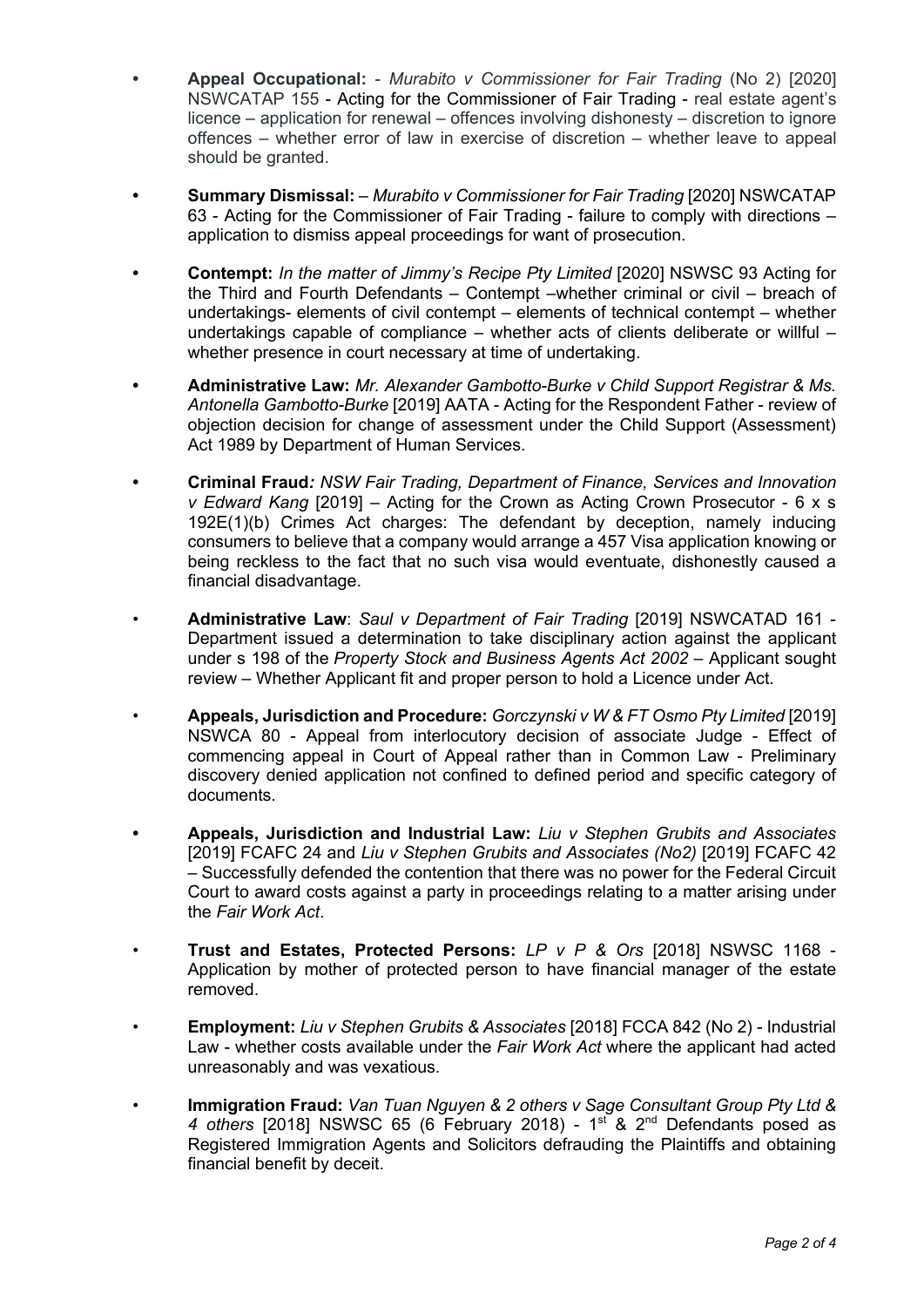- **Appeal Occupational:** - *Murabito v Commissioner for Fair Trading* (No 2) [2020] NSWCATAP 155 - Acting for the Commissioner of Fair Trading - real estate agent's licence – application for renewal – offences involving dishonesty – discretion to ignore offences – whether error of law in exercise of discretion – whether leave to appeal should be granted.

- **Summary Dismissal:** – *Murabito v Commissioner for Fair Trading* [2020] NSWCATAP 63 - Acting for the Commissioner of Fair Trading - failure to comply with directions – application to dismiss appeal proceedings for want of prosecution.

- **Contempt:** *In the matter of Jimmy's Recipe Pty Limited* [2020] NSWSC 93 Acting for the Third and Fourth Defendants – Contempt –whether criminal or civil – breach of undertakings- elements of civil contempt – elements of technical contempt – whether undertakings capable of compliance – whether acts of clients deliberate or willful – whether presence in court necessary at time of undertaking.

- **Administrative Law:** *Mr. Alexander Gambotto-Burke v Child Support Registrar & Ms. Antonella Gambotto-Burke* [2019] AATA - Acting for the Respondent Father - review of objection decision for change of assessment under the Child Support (Assessment) Act 1989 by Department of Human Services.

- **Criminal Fraud***: NSW Fair Trading, Department of Finance, Services and Innovation v Edward Kang* [2019] – Acting for the Crown as Acting Crown Prosecutor - 6 x s 192E(1)(b) Crimes Act charges: The defendant by deception, namely inducing consumers to believe that a company would arrange a 457 Visa application knowing or being reckless to the fact that no such visa would eventuate, dishonestly caused a financial disadvantage.

- **Administrative Law**: *Saul v Department of Fair Trading* [2019] NSWCATAD 161 - Department issued a determination to take disciplinary action against the applicant under s 198 of the *Property Stock and Business Agents Act 2002* – Applicant sought review – Whether Applicant fit and proper person to hold a Licence under Act.

- **Appeals, Jurisdiction and Procedure:** *Gorczynski v W & FT Osmo Pty Limited* [2019] NSWCA 80 - Appeal from interlocutory decision of associate Judge - Effect of commencing appeal in Court of Appeal rather than in Common Law - Preliminary discovery denied application not confined to defined period and specific category of documents.

- **Appeals, Jurisdiction and Industrial Law:** *Liu v Stephen Grubits and Associates* [2019] FCAFC 24 and *Liu v Stephen Grubits and Associates (No2)* [2019] FCAFC 42 – Successfully defended the contention that there was no power for the Federal Circuit Court to award costs against a party in proceedings relating to a matter arising under the *Fair Work Act*.

- **Trust and Estates, Protected Persons:** *LP v P & Ors* [2018] NSWSC 1168 - Application by mother of protected person to have financial manager of the estate removed.

- **Employment:** *Liu v Stephen Grubits & Associates* [2018] FCCA 842 (No 2) - Industrial Law - whether costs available under the *Fair Work Act* where the applicant had acted unreasonably and was vexatious.

- **Immigration Fraud:** *Van Tuan Nguyen & 2 others v Sage Consultant Group Pty Ltd & 4 others* [2018] NSWSC 65 (6 February 2018) - 1st & 2nd Defendants posed as Registered Immigration Agents and Solicitors defrauding the Plaintiffs and obtaining financial benefit by deceit.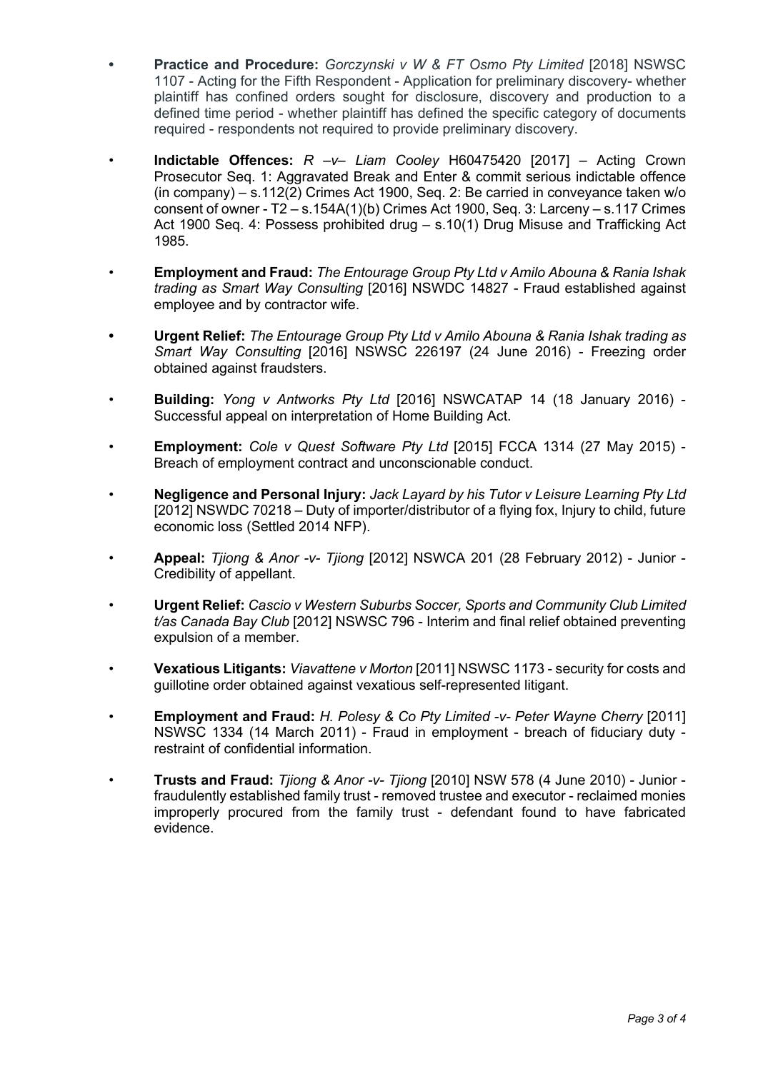- **Practice and Procedure:** *Gorczynski v W & FT Osmo Pty Limited* [2018] NSWSC 1107 - Acting for the Fifth Respondent - Application for preliminary discovery- whether plaintiff has confined orders sought for disclosure, discovery and production to a defined time period - whether plaintiff has defined the specific category of documents required - respondents not required to provide preliminary discovery.

- **Indictable Offences:** *R –v– Liam Cooley* H60475420 [2017] – Acting Crown Prosecutor Seq. 1: Aggravated Break and Enter & commit serious indictable offence (in company) – s.112(2) Crimes Act 1900, Seq. 2: Be carried in conveyance taken w/o consent of owner - T2 – s.154A(1)(b) Crimes Act 1900, Seq. 3: Larceny – s.117 Crimes Act 1900 Seq. 4: Possess prohibited drug – s.10(1) Drug Misuse and Trafficking Act 1985.

- **Employment and Fraud:** *The Entourage Group Pty Ltd v Amilo Abouna & Rania Ishak trading as Smart Way Consulting* [2016] NSWDC 14827 - Fraud established against employee and by contractor wife.

- **Urgent Relief:** *The Entourage Group Pty Ltd v Amilo Abouna & Rania Ishak trading as Smart Way Consulting* [2016] NSWSC 226197 (24 June 2016) - Freezing order obtained against fraudsters.

- **Building:** *Yong v Antworks Pty Ltd* [2016] NSWCATAP 14 (18 January 2016) - Successful appeal on interpretation of Home Building Act.

- **Employment:** *Cole v Quest Software Pty Ltd* [2015] FCCA 1314 (27 May 2015) - Breach of employment contract and unconscionable conduct.

- **Negligence and Personal Injury:** *Jack Layard by his Tutor v Leisure Learning Pty Ltd* [2012] NSWDC 70218 – Duty of importer/distributor of a flying fox, Injury to child, future economic loss (Settled 2014 NFP).

- **Appeal:** *Tjiong & Anor -v- Tjiong* [2012] NSWCA 201 (28 February 2012) - Junior - Credibility of appellant.

- **Urgent Relief:** *Cascio v Western Suburbs Soccer, Sports and Community Club Limited t/as Canada Bay Club* [2012] NSWSC 796 - Interim and final relief obtained preventing expulsion of a member.

- **Vexatious Litigants:** *Viavattene v Morton* [2011] NSWSC 1173 - security for costs and guillotine order obtained against vexatious self-represented litigant.

- **Employment and Fraud:** *H. Polesy & Co Pty Limited -v- Peter Wayne Cherry* [2011] NSWSC 1334 (14 March 2011) - Fraud in employment - breach of fiduciary duty - restraint of confidential information.

- **Trusts and Fraud:** *Tjiong & Anor -v- Tjiong* [2010] NSW 578 (4 June 2010) - Junior - fraudulently established family trust - removed trustee and executor - reclaimed monies improperly procured from the family trust - defendant found to have fabricated evidence.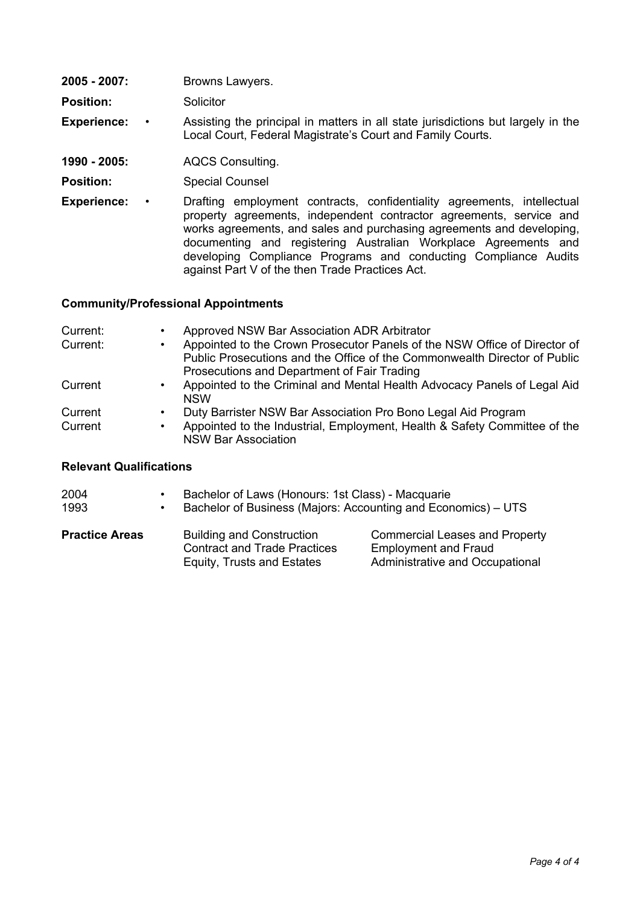**2005 - 2007:** Browns Lawyers.

**Position:** Solicitor

**Experience:**

- Assisting the principal in matters in all state jurisdictions but largely in the Local Court, Federal Magistrate's Court and Family Courts.

**1990 - 2005:** AQCS Consulting.

**Position:** Special Counsel

**Experience:**

- Drafting employment contracts, confidentiality agreements, intellectual property agreements, independent contractor agreements, service and works agreements, and sales and purchasing agreements and developing, documenting and registering Australian Workplace Agreements and developing Compliance Programs and conducting Compliance Audits against Part V of the then Trade Practices Act.

### Community/Professional Appointments

| | |
|---|---|
| Current: | • Approved NSW Bar Association ADR Arbitrator |
| Current: | • Appointed to the Crown Prosecutor Panels of the NSW Office of Director of Public Prosecutions and the Office of the Commonwealth Director of Public Prosecutions and Department of Fair Trading |
| Current | • Appointed to the Criminal and Mental Health Advocacy Panels of Legal Aid NSW |
| Current | • Duty Barrister NSW Bar Association Pro Bono Legal Aid Program |
| Current | • Appointed to the Industrial, Employment, Health & Safety Committee of the NSW Bar Association |

### Relevant Qualifications

| | |
|---|---|
| 2004 | • Bachelor of Laws (Honours: 1st Class) - Macquarie |
| 1993 | • Bachelor of Business (Majors: Accounting and Economics) – UTS |

**Practice Areas**

| | |
|---|---|
| Building and Construction | Commercial Leases and Property |
| Contract and Trade Practices | Employment and Fraud |
| Equity, Trusts and Estates | Administrative and Occupational |